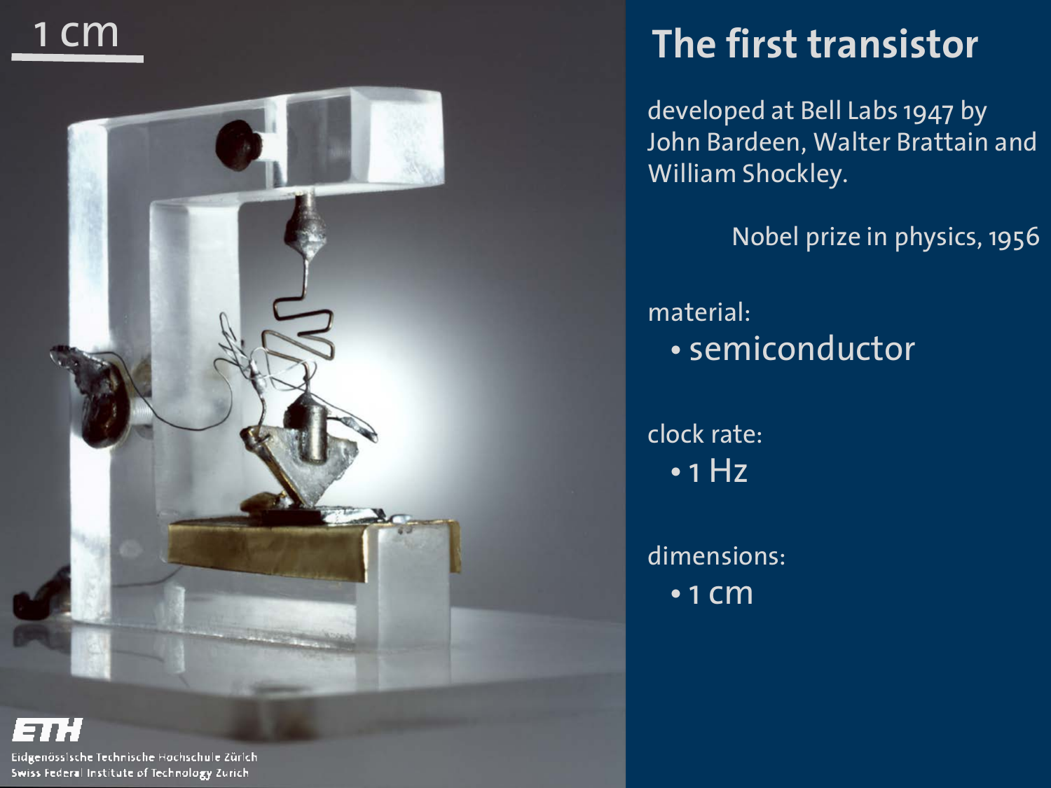1 cm

# The first transistor

developed at Bell Labs 1947 by John Bardeen, Walter Brattain and William Shockley.

Nobel prize in physics, 1956

material:

- semiconductor

clock rate:

- 1 Hz

dimensions:

- 1 cm

ETH
Eidgenössische Technische Hochschule Zürich
Swiss Federal Institute of Technology Zurich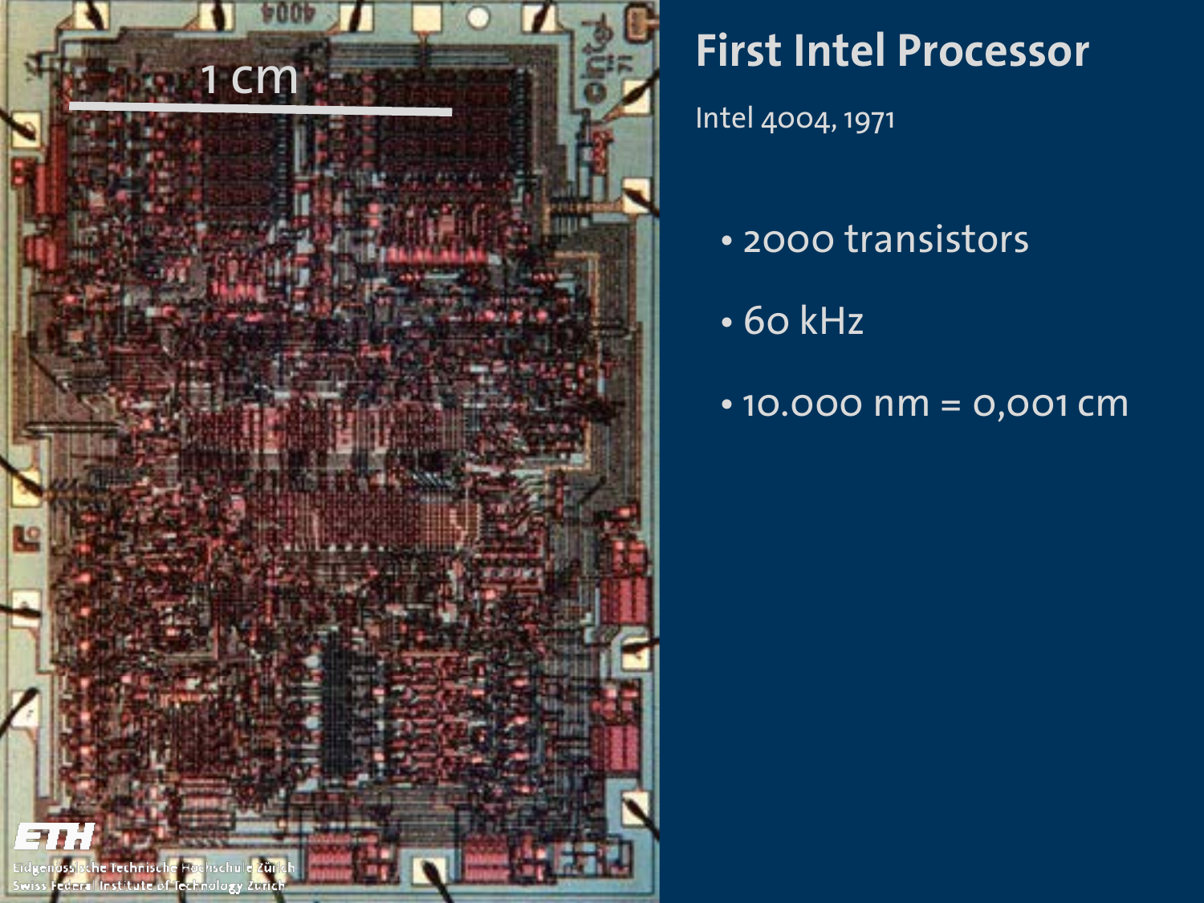# First Intel Processor

Intel 4004, 1971

- 2000 transistors
- 60 kHz
- 10.000 nm = 0,001 cm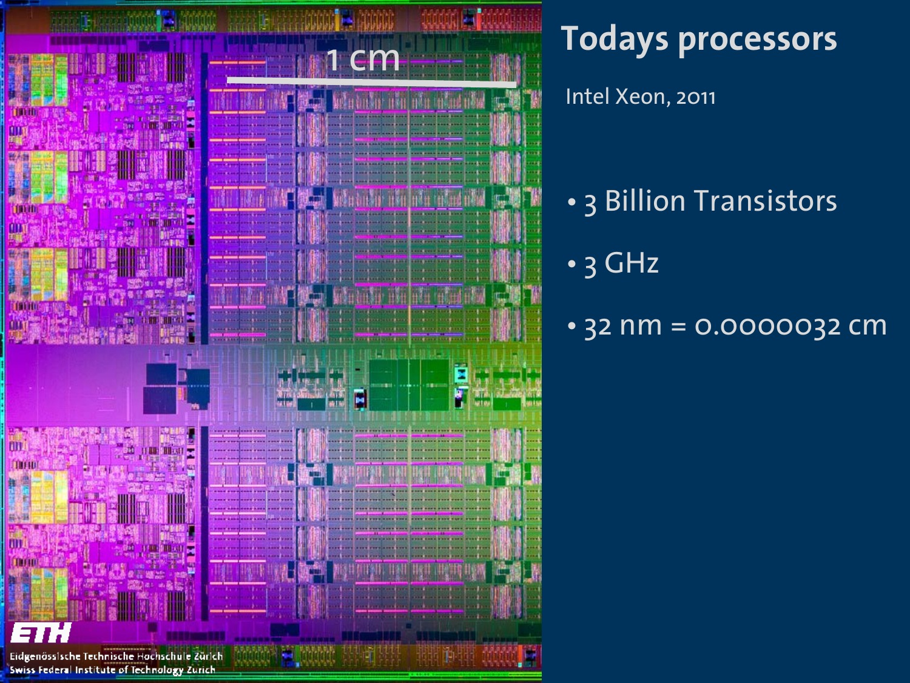# Todays processors

Intel Xeon, 2011

- 3 Billion Transistors
- 3 GHz
- 32 nm = 0.0000032 cm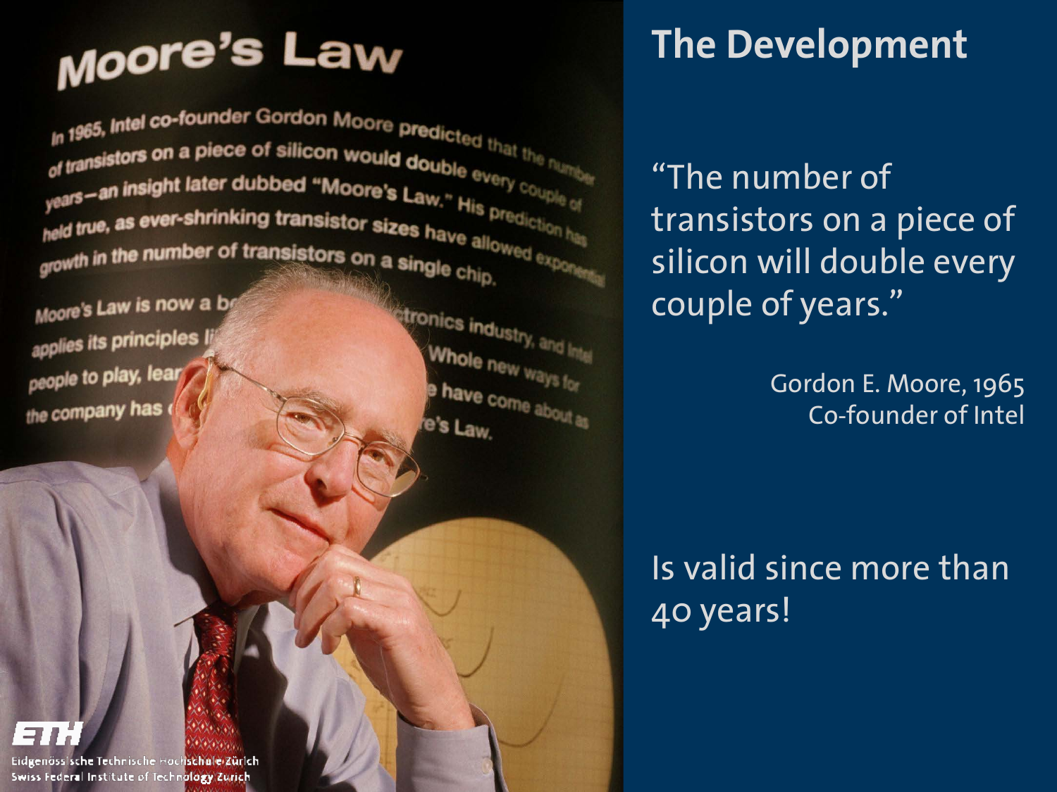## The Development

"The number of transistors on a piece of silicon will double every couple of years."

Gordon E. Moore, 1965
Co-founder of Intel

Is valid since more than 40 years!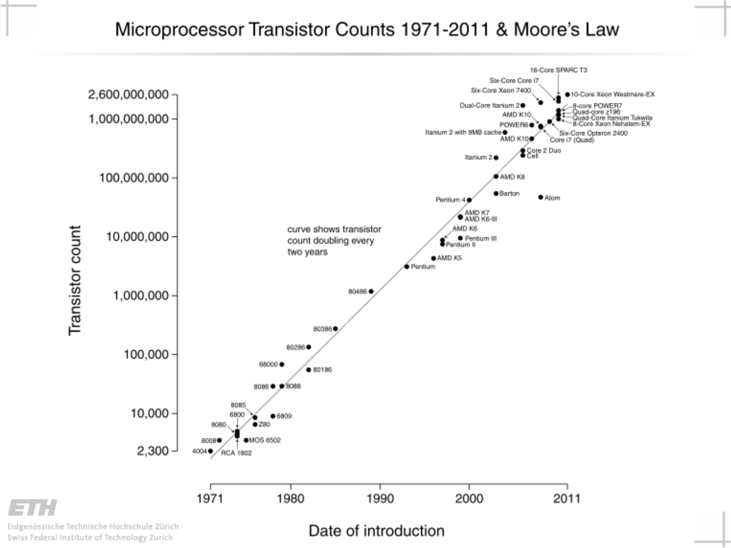# Microprocessor Transistor Counts 1971-2011 & Moore's Law

curve shows transistor count doubling every two years

Transistor count

Date of introduction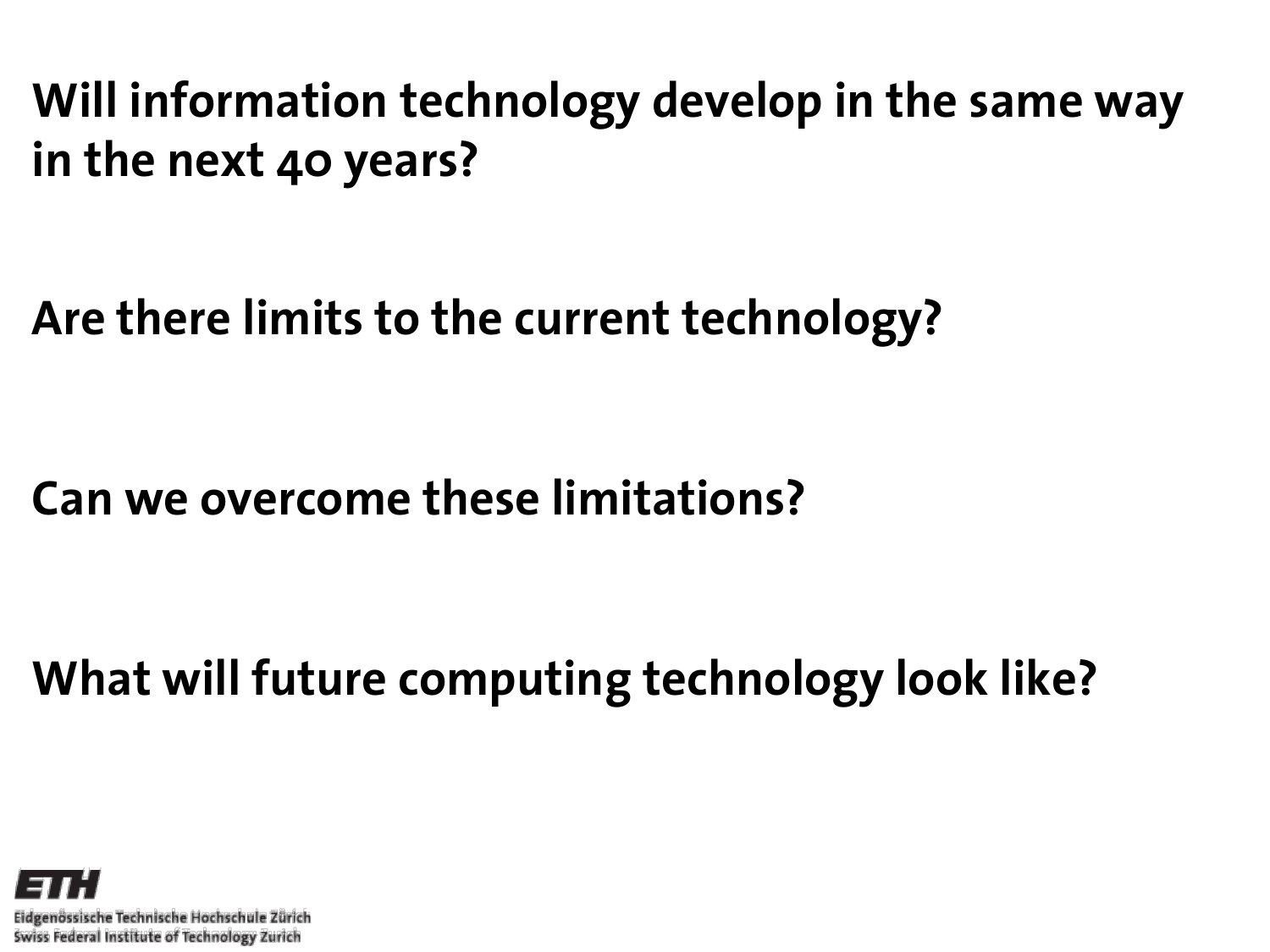**Will information technology develop in the same way in the next 40 years?**

**Are there limits to the current technology?**

**Can we overcome these limitations?**

**What will future computing technology look like?**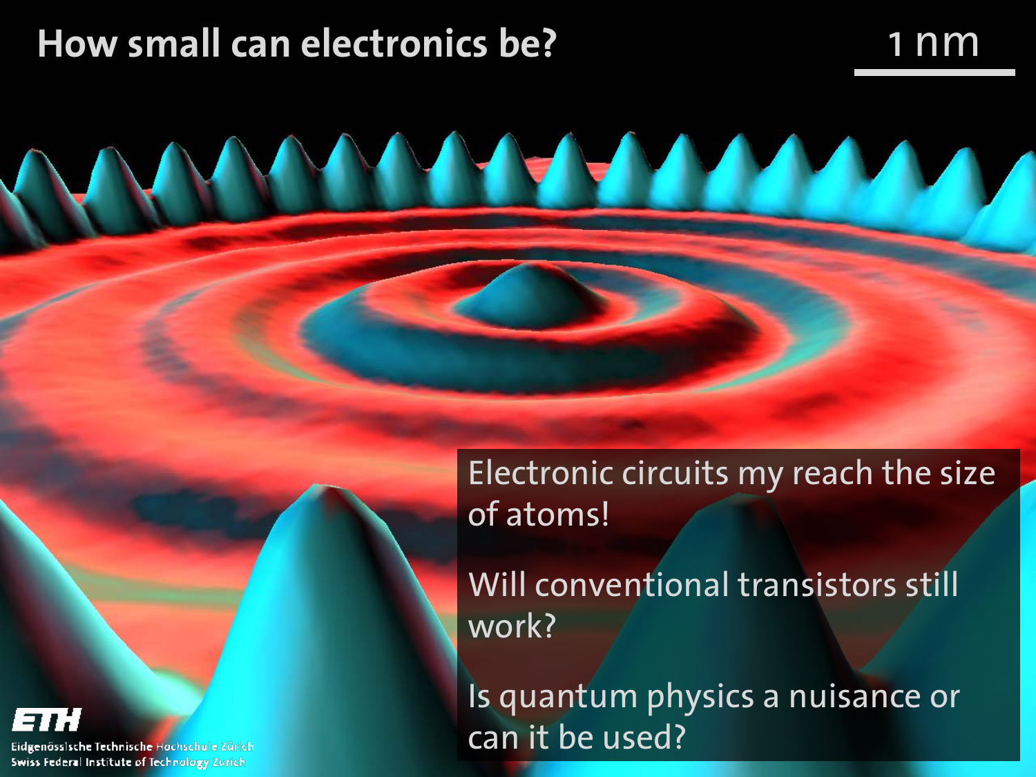# How small can electronics be?

1 nm

Electronic circuits my reach the size of atoms!

Will conventional transistors still work?

Is quantum physics a nuisance or can it be used?